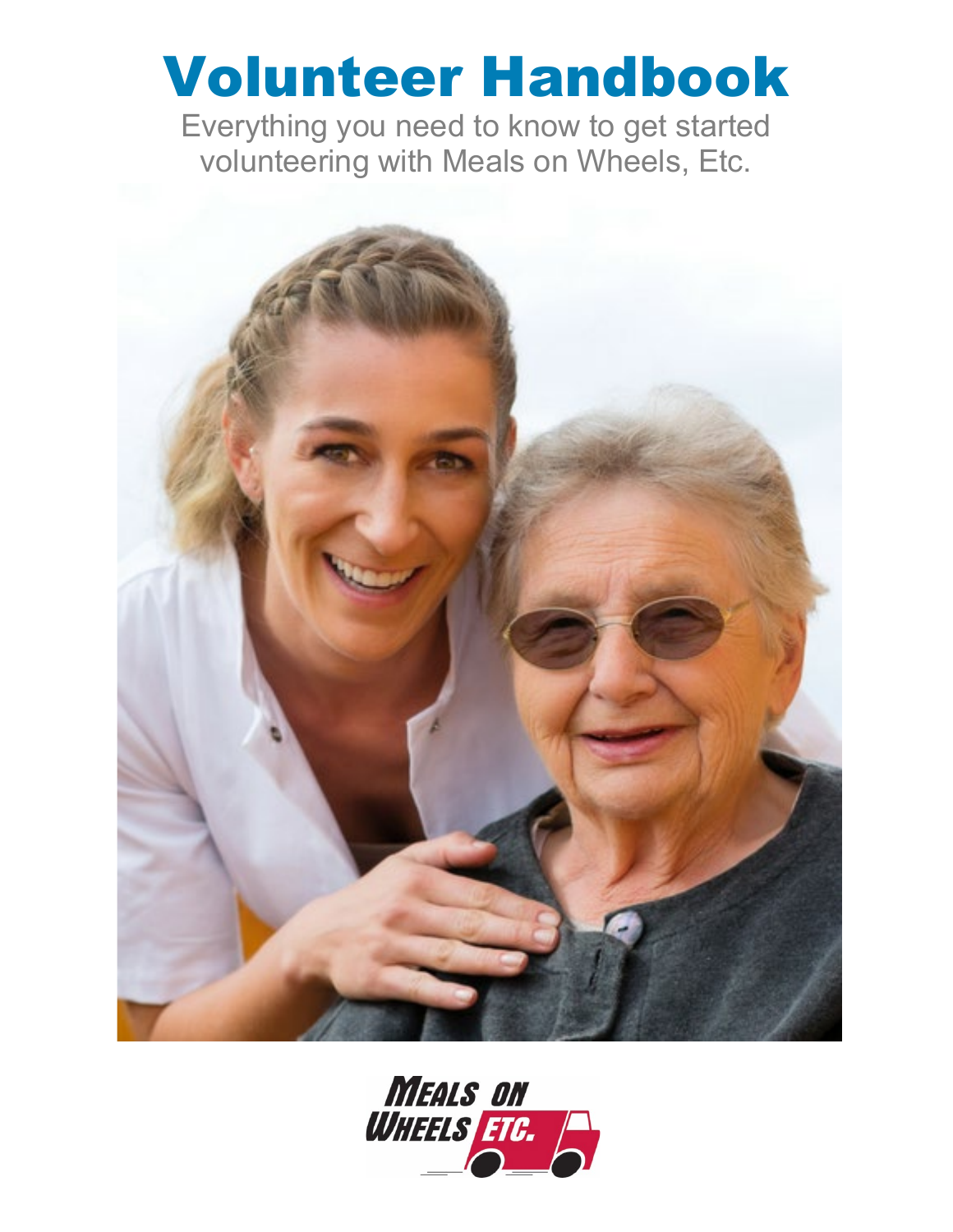# Volunteer Handbook

Everything you need to know to get started volunteering with Meals on Wheels, Etc.

MEALS ON WHEELS ETC.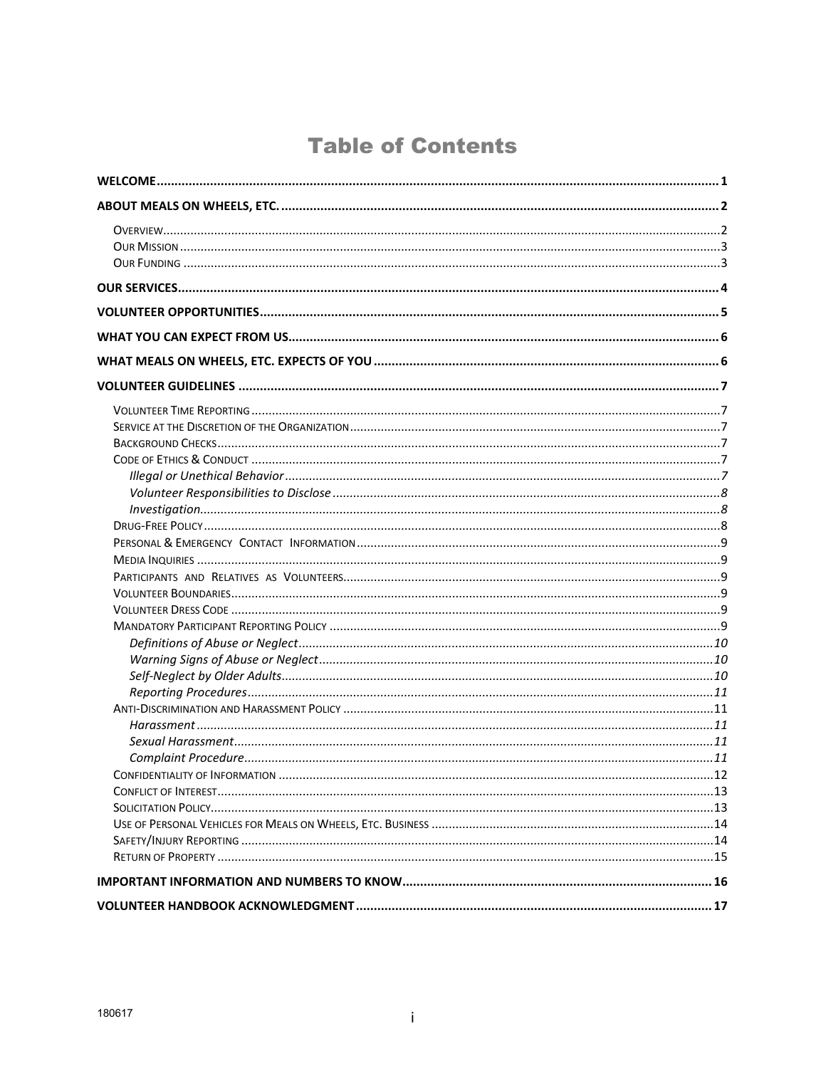# Table of Contents

**WELCOME** .......... **1**

**ABOUT MEALS ON WHEELS, ETC.** .......... **2**

- Overview .......... 2
- Our Mission .......... 3
- Our Funding .......... 3

**OUR SERVICES** .......... **4**

**VOLUNTEER OPPORTUNITIES** .......... **5**

**WHAT YOU CAN EXPECT FROM US** .......... **6**

**WHAT MEALS ON WHEELS, ETC. EXPECTS OF YOU** .......... **6**

**VOLUNTEER GUIDELINES** .......... **7**

- Volunteer Time Reporting .......... 7
- Service at the Discretion of the Organization .......... 7
- Background Checks .......... 7
- Code of Ethics & Conduct .......... 7
  - *Illegal or Unethical Behavior* .......... *7*
  - *Volunteer Responsibilities to Disclose* .......... *8*
  - *Investigation* .......... *8*
- Drug-Free Policy .......... 8
- Personal & Emergency Contact Information .......... 9
- Media Inquiries .......... 9
- Participants and Relatives as Volunteers .......... 9
- Volunteer Boundaries .......... 9
- Volunteer Dress Code .......... 9
- Mandatory Participant Reporting Policy .......... 9
  - *Definitions of Abuse or Neglect* .......... *10*
  - *Warning Signs of Abuse or Neglect* .......... *10*
  - *Self-Neglect by Older Adults* .......... *10*
  - *Reporting Procedures* .......... *11*
- Anti-Discrimination and Harassment Policy .......... 11
  - *Harassment* .......... *11*
  - *Sexual Harassment* .......... *11*
  - *Complaint Procedure* .......... *11*
- Confidentiality of Information .......... 12
- Conflict of Interest .......... 13
- Solicitation Policy .......... 13
- Use of Personal Vehicles for Meals on Wheels, Etc. Business .......... 14
- Safety/Injury Reporting .......... 14
- Return of Property .......... 15

**IMPORTANT INFORMATION AND NUMBERS TO KNOW** .......... **16**

**VOLUNTEER HANDBOOK ACKNOWLEDGMENT** .......... **17**

180617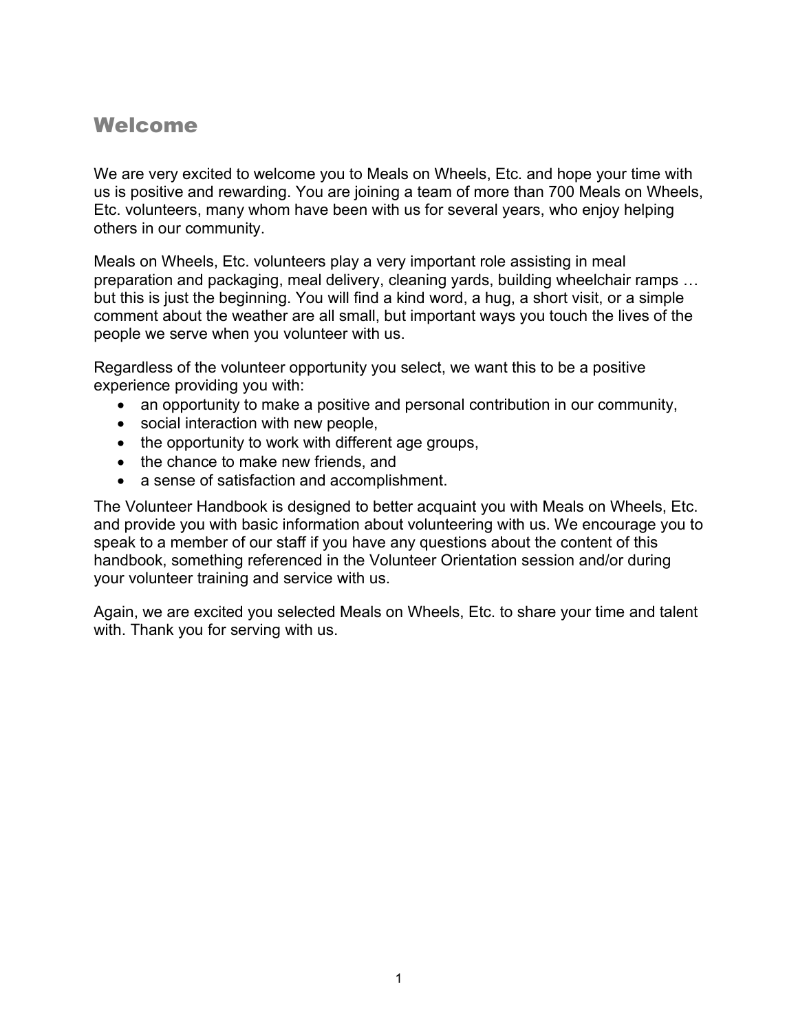## Welcome

We are very excited to welcome you to Meals on Wheels, Etc. and hope your time with us is positive and rewarding. You are joining a team of more than 700 Meals on Wheels, Etc. volunteers, many whom have been with us for several years, who enjoy helping others in our community.

Meals on Wheels, Etc. volunteers play a very important role assisting in meal preparation and packaging, meal delivery, cleaning yards, building wheelchair ramps … but this is just the beginning. You will find a kind word, a hug, a short visit, or a simple comment about the weather are all small, but important ways you touch the lives of the people we serve when you volunteer with us.

Regardless of the volunteer opportunity you select, we want this to be a positive experience providing you with:

- an opportunity to make a positive and personal contribution in our community,
- social interaction with new people,
- the opportunity to work with different age groups,
- the chance to make new friends, and
- a sense of satisfaction and accomplishment.

The Volunteer Handbook is designed to better acquaint you with Meals on Wheels, Etc. and provide you with basic information about volunteering with us. We encourage you to speak to a member of our staff if you have any questions about the content of this handbook, something referenced in the Volunteer Orientation session and/or during your volunteer training and service with us.

Again, we are excited you selected Meals on Wheels, Etc. to share your time and talent with. Thank you for serving with us.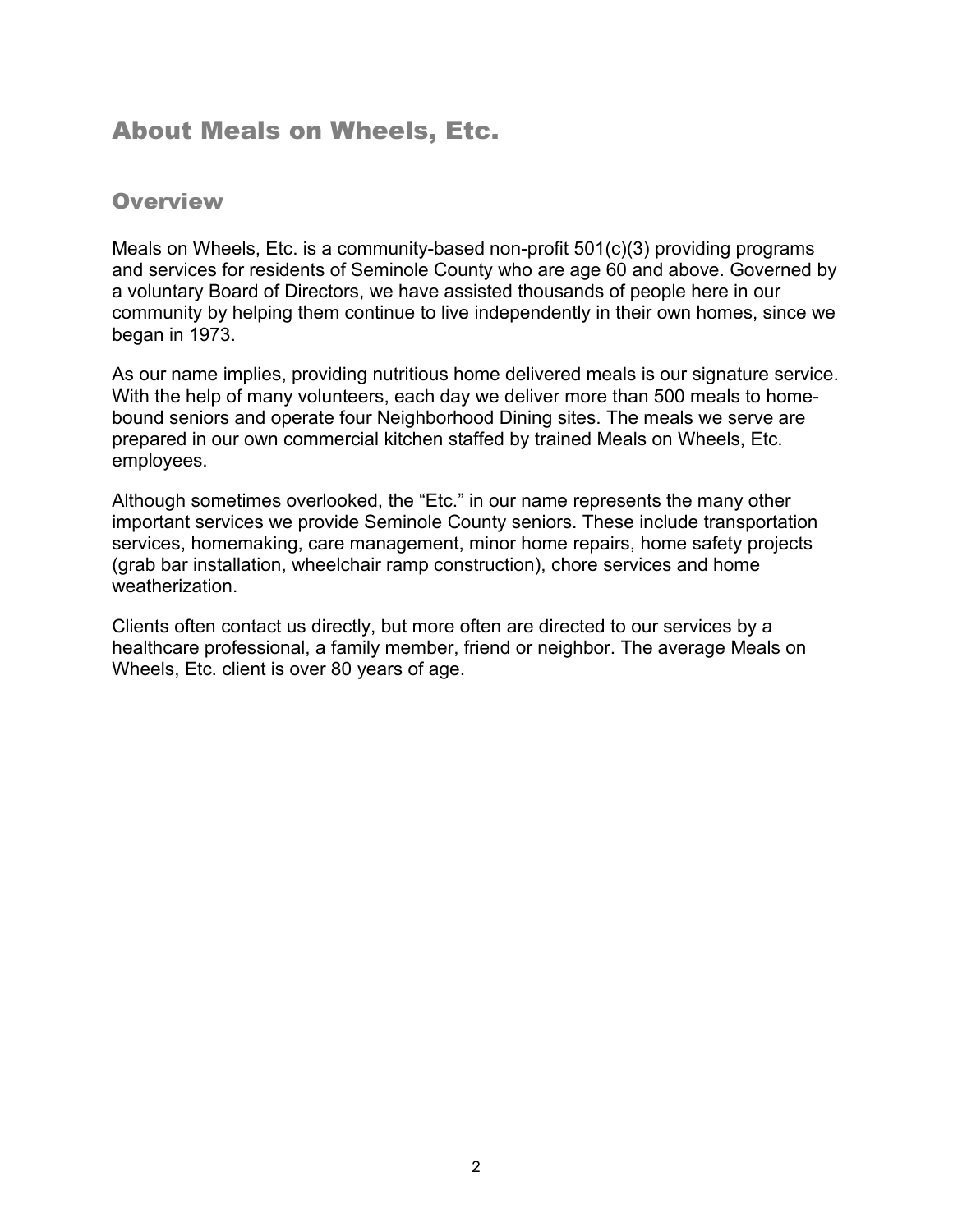# About Meals on Wheels, Etc.

## Overview

Meals on Wheels, Etc. is a community-based non-profit 501(c)(3) providing programs and services for residents of Seminole County who are age 60 and above. Governed by a voluntary Board of Directors, we have assisted thousands of people here in our community by helping them continue to live independently in their own homes, since we began in 1973.

As our name implies, providing nutritious home delivered meals is our signature service. With the help of many volunteers, each day we deliver more than 500 meals to home-bound seniors and operate four Neighborhood Dining sites. The meals we serve are prepared in our own commercial kitchen staffed by trained Meals on Wheels, Etc. employees.

Although sometimes overlooked, the "Etc." in our name represents the many other important services we provide Seminole County seniors. These include transportation services, homemaking, care management, minor home repairs, home safety projects (grab bar installation, wheelchair ramp construction), chore services and home weatherization.

Clients often contact us directly, but more often are directed to our services by a healthcare professional, a family member, friend or neighbor. The average Meals on Wheels, Etc. client is over 80 years of age.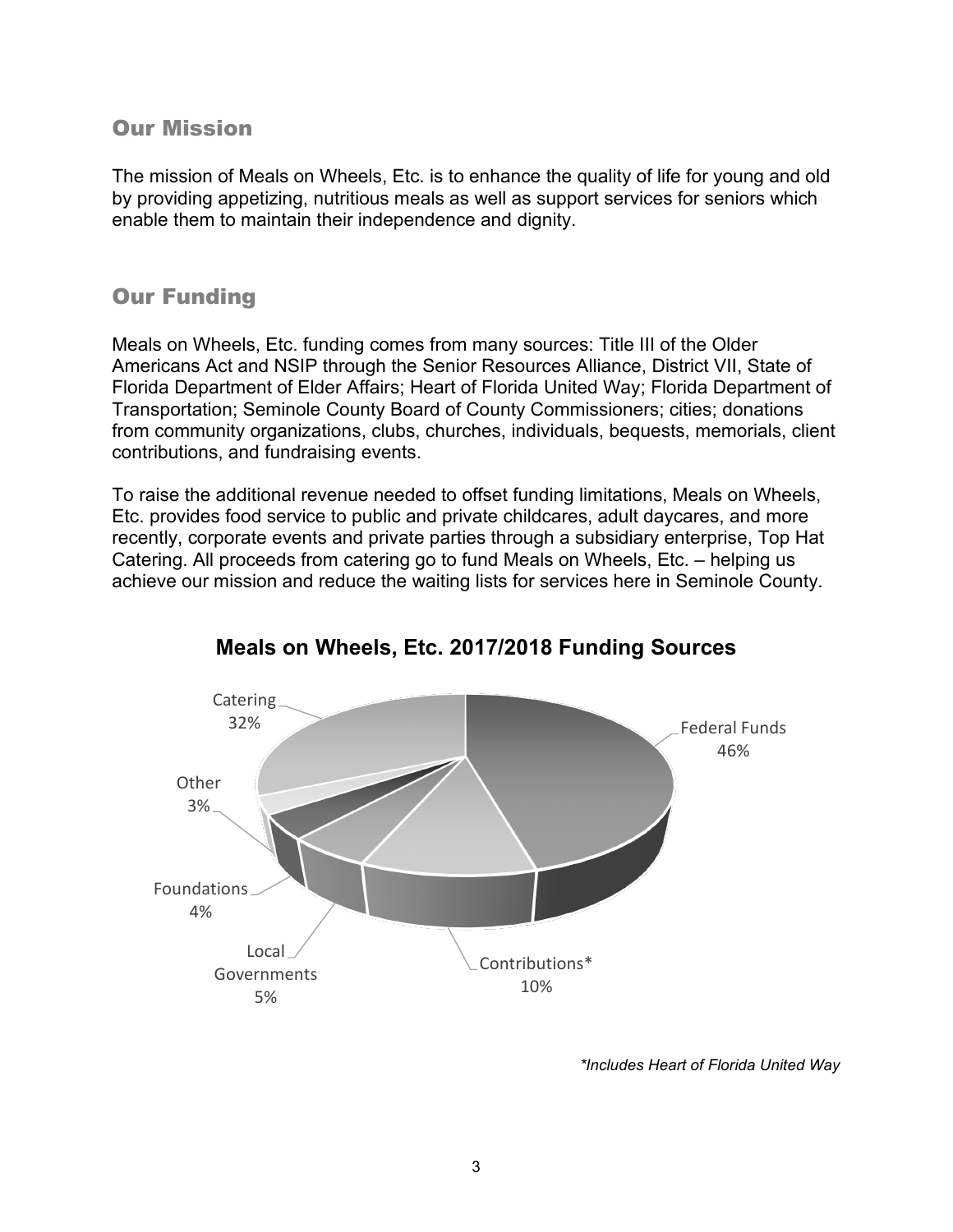## Our Mission

The mission of Meals on Wheels, Etc. is to enhance the quality of life for young and old by providing appetizing, nutritious meals as well as support services for seniors which enable them to maintain their independence and dignity.

## Our Funding

Meals on Wheels, Etc. funding comes from many sources: Title III of the Older Americans Act and NSIP through the Senior Resources Alliance, District VII, State of Florida Department of Elder Affairs; Heart of Florida United Way; Florida Department of Transportation; Seminole County Board of County Commissioners; cities; donations from community organizations, clubs, churches, individuals, bequests, memorials, client contributions, and fundraising events.

To raise the additional revenue needed to offset funding limitations, Meals on Wheels, Etc. provides food service to public and private childcares, adult daycares, and more recently, corporate events and private parties through a subsidiary enterprise, Top Hat Catering. All proceeds from catering go to fund Meals on Wheels, Etc. – helping us achieve our mission and reduce the waiting lists for services here in Seminole County.

**Meals on Wheels, Etc. 2017/2018 Funding Sources**

| Source | Percentage |
|---|---|
| Federal Funds | 46% |
| Catering | 32% |
| Contributions* | 10% |
| Local Governments | 5% |
| Foundations | 4% |
| Other | 3% |

*\*Includes Heart of Florida United Way*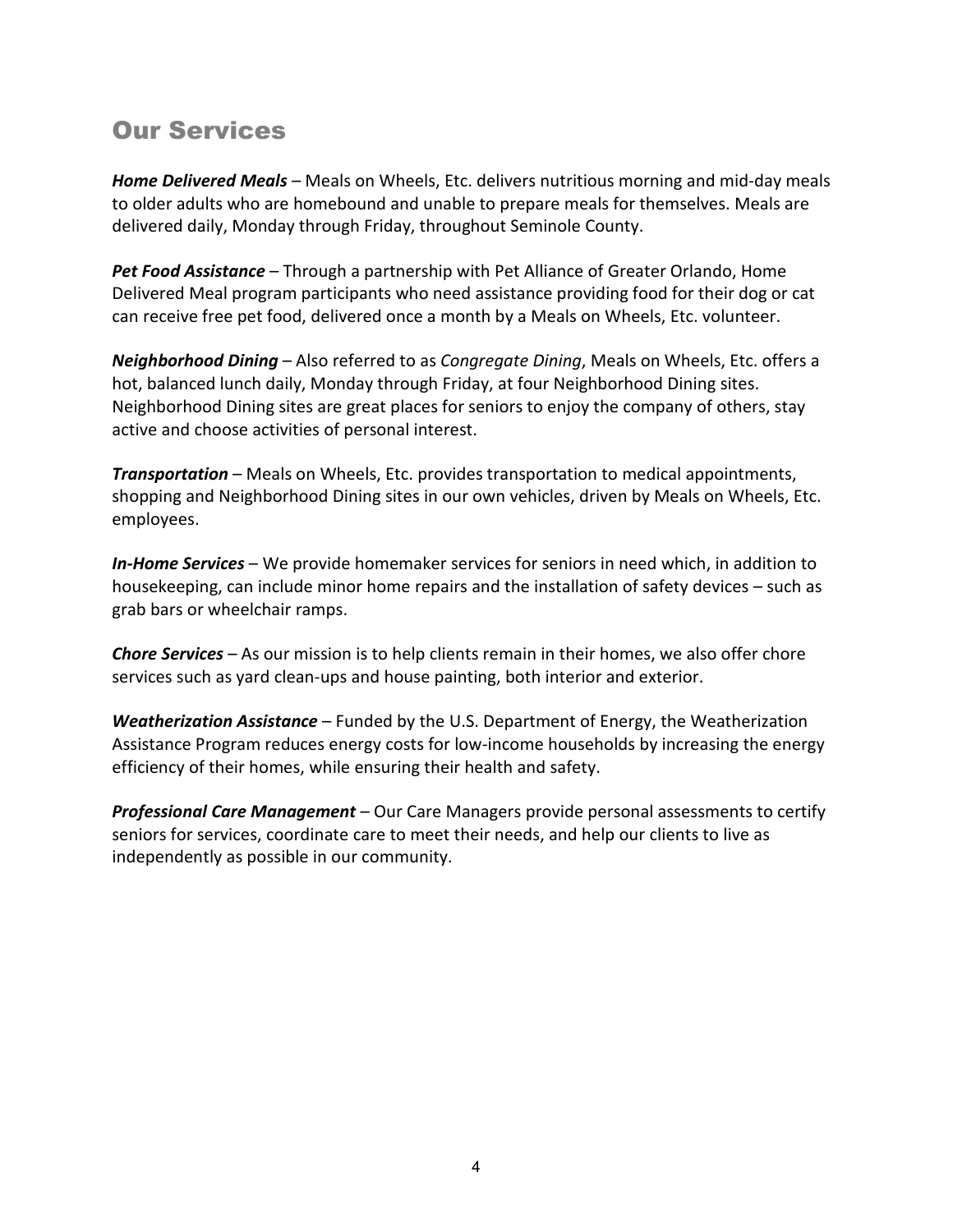## Our Services

***Home Delivered Meals*** – Meals on Wheels, Etc. delivers nutritious morning and mid-day meals to older adults who are homebound and unable to prepare meals for themselves. Meals are delivered daily, Monday through Friday, throughout Seminole County.

***Pet Food Assistance*** – Through a partnership with Pet Alliance of Greater Orlando, Home Delivered Meal program participants who need assistance providing food for their dog or cat can receive free pet food, delivered once a month by a Meals on Wheels, Etc. volunteer.

***Neighborhood Dining*** – Also referred to as *Congregate Dining*, Meals on Wheels, Etc. offers a hot, balanced lunch daily, Monday through Friday, at four Neighborhood Dining sites. Neighborhood Dining sites are great places for seniors to enjoy the company of others, stay active and choose activities of personal interest.

***Transportation*** – Meals on Wheels, Etc. provides transportation to medical appointments, shopping and Neighborhood Dining sites in our own vehicles, driven by Meals on Wheels, Etc. employees.

***In-Home Services*** – We provide homemaker services for seniors in need which, in addition to housekeeping, can include minor home repairs and the installation of safety devices – such as grab bars or wheelchair ramps.

***Chore Services*** – As our mission is to help clients remain in their homes, we also offer chore services such as yard clean-ups and house painting, both interior and exterior.

***Weatherization Assistance*** – Funded by the U.S. Department of Energy, the Weatherization Assistance Program reduces energy costs for low-income households by increasing the energy efficiency of their homes, while ensuring their health and safety.

***Professional Care Management*** – Our Care Managers provide personal assessments to certify seniors for services, coordinate care to meet their needs, and help our clients to live as independently as possible in our community.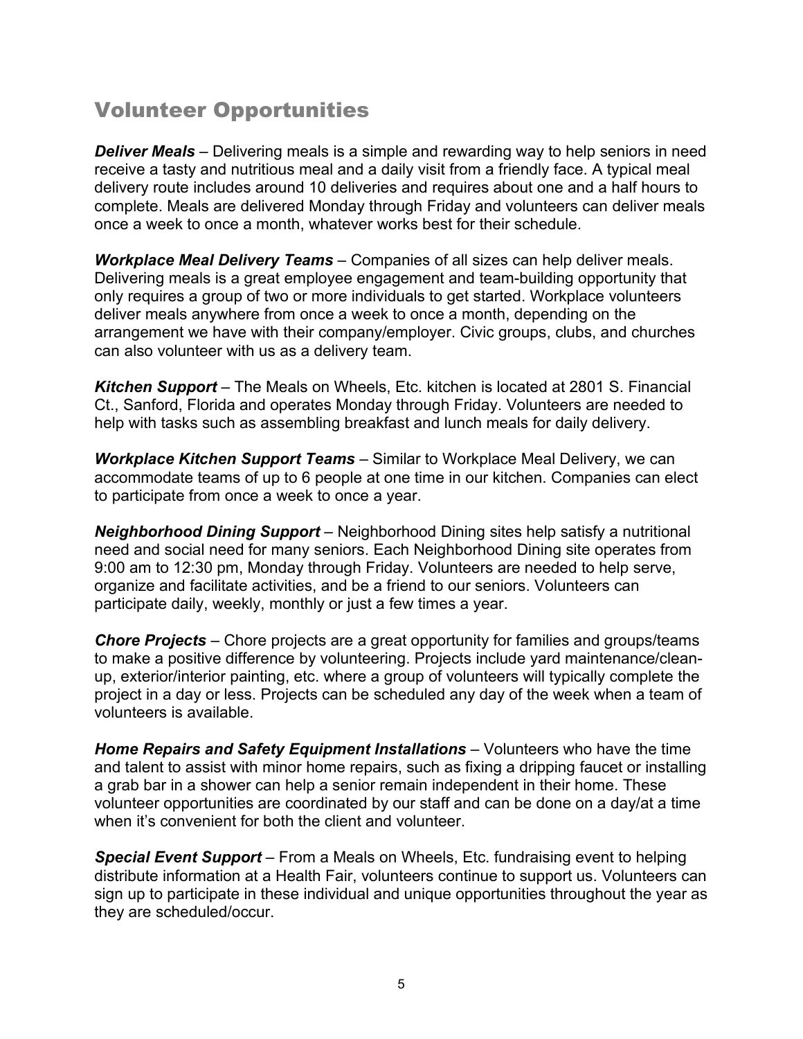## Volunteer Opportunities

***Deliver Meals*** – Delivering meals is a simple and rewarding way to help seniors in need receive a tasty and nutritious meal and a daily visit from a friendly face. A typical meal delivery route includes around 10 deliveries and requires about one and a half hours to complete. Meals are delivered Monday through Friday and volunteers can deliver meals once a week to once a month, whatever works best for their schedule.

***Workplace Meal Delivery Teams*** – Companies of all sizes can help deliver meals. Delivering meals is a great employee engagement and team-building opportunity that only requires a group of two or more individuals to get started. Workplace volunteers deliver meals anywhere from once a week to once a month, depending on the arrangement we have with their company/employer. Civic groups, clubs, and churches can also volunteer with us as a delivery team.

***Kitchen Support*** – The Meals on Wheels, Etc. kitchen is located at 2801 S. Financial Ct., Sanford, Florida and operates Monday through Friday. Volunteers are needed to help with tasks such as assembling breakfast and lunch meals for daily delivery.

***Workplace Kitchen Support Teams*** – Similar to Workplace Meal Delivery, we can accommodate teams of up to 6 people at one time in our kitchen. Companies can elect to participate from once a week to once a year.

***Neighborhood Dining Support*** – Neighborhood Dining sites help satisfy a nutritional need and social need for many seniors. Each Neighborhood Dining site operates from 9:00 am to 12:30 pm, Monday through Friday. Volunteers are needed to help serve, organize and facilitate activities, and be a friend to our seniors. Volunteers can participate daily, weekly, monthly or just a few times a year.

***Chore Projects*** – Chore projects are a great opportunity for families and groups/teams to make a positive difference by volunteering. Projects include yard maintenance/clean-up, exterior/interior painting, etc. where a group of volunteers will typically complete the project in a day or less. Projects can be scheduled any day of the week when a team of volunteers is available.

***Home Repairs and Safety Equipment Installations*** – Volunteers who have the time and talent to assist with minor home repairs, such as fixing a dripping faucet or installing a grab bar in a shower can help a senior remain independent in their home. These volunteer opportunities are coordinated by our staff and can be done on a day/at a time when it's convenient for both the client and volunteer.

***Special Event Support*** – From a Meals on Wheels, Etc. fundraising event to helping distribute information at a Health Fair, volunteers continue to support us. Volunteers can sign up to participate in these individual and unique opportunities throughout the year as they are scheduled/occur.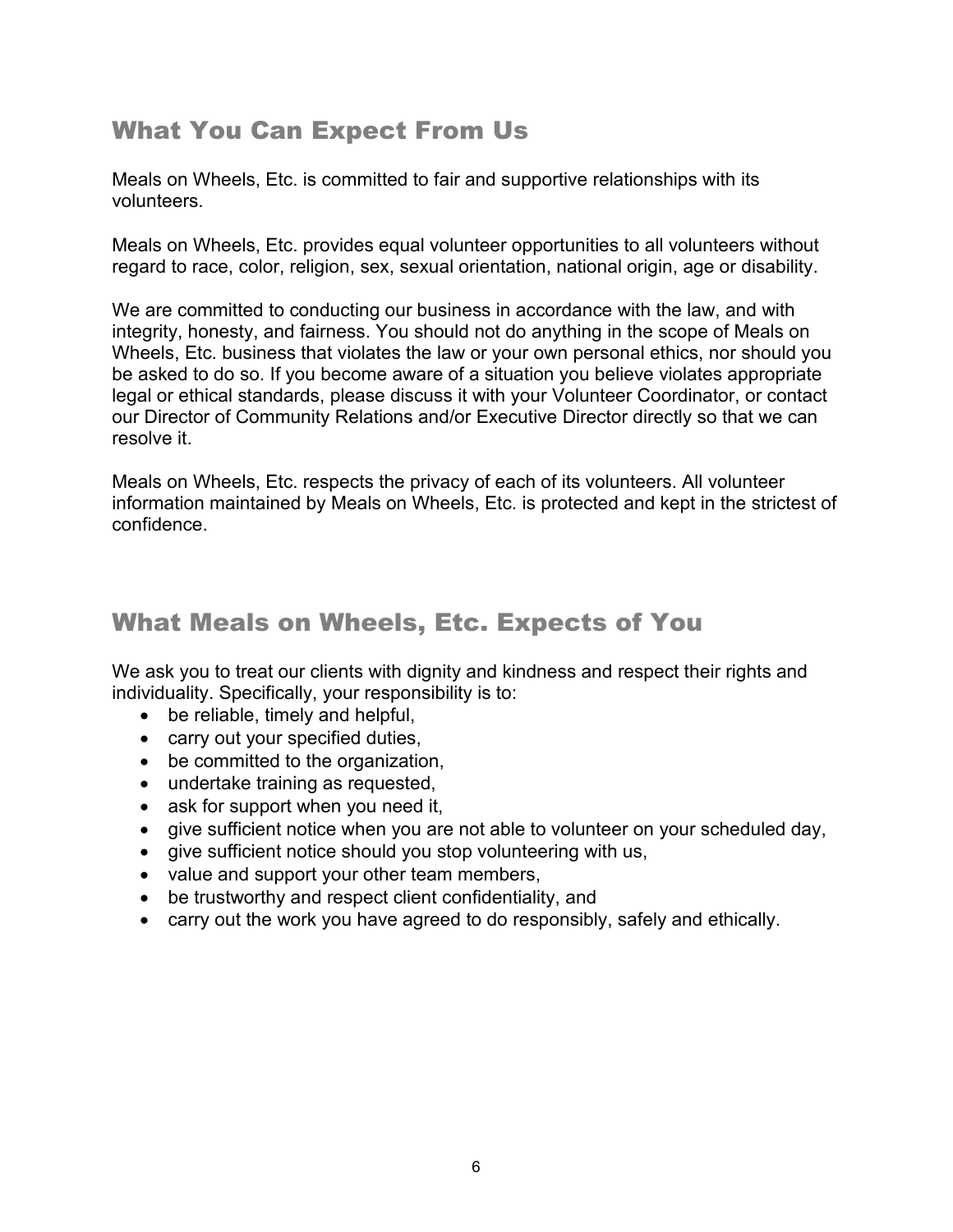## What You Can Expect From Us

Meals on Wheels, Etc. is committed to fair and supportive relationships with its volunteers.

Meals on Wheels, Etc. provides equal volunteer opportunities to all volunteers without regard to race, color, religion, sex, sexual orientation, national origin, age or disability.

We are committed to conducting our business in accordance with the law, and with integrity, honesty, and fairness. You should not do anything in the scope of Meals on Wheels, Etc. business that violates the law or your own personal ethics, nor should you be asked to do so. If you become aware of a situation you believe violates appropriate legal or ethical standards, please discuss it with your Volunteer Coordinator, or contact our Director of Community Relations and/or Executive Director directly so that we can resolve it.

Meals on Wheels, Etc. respects the privacy of each of its volunteers. All volunteer information maintained by Meals on Wheels, Etc. is protected and kept in the strictest of confidence.

## What Meals on Wheels, Etc. Expects of You

We ask you to treat our clients with dignity and kindness and respect their rights and individuality. Specifically, your responsibility is to:

- be reliable, timely and helpful,
- carry out your specified duties,
- be committed to the organization,
- undertake training as requested,
- ask for support when you need it,
- give sufficient notice when you are not able to volunteer on your scheduled day,
- give sufficient notice should you stop volunteering with us,
- value and support your other team members,
- be trustworthy and respect client confidentiality, and
- carry out the work you have agreed to do responsibly, safely and ethically.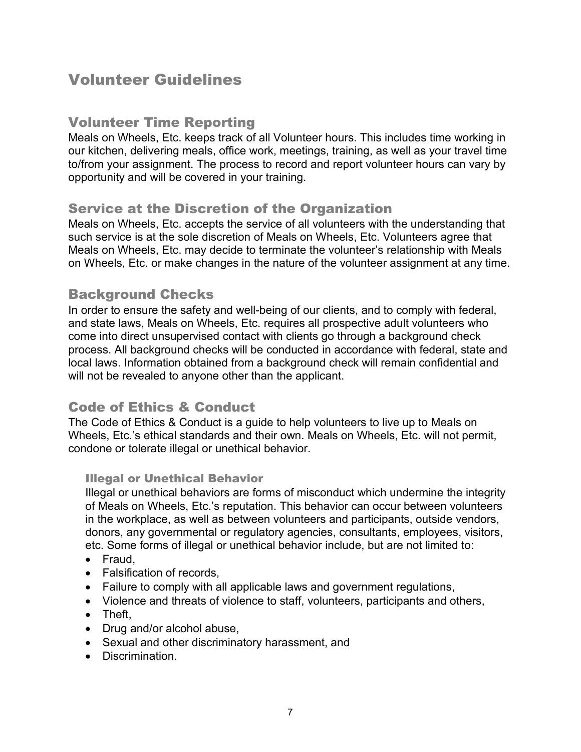# Volunteer Guidelines

## Volunteer Time Reporting

Meals on Wheels, Etc. keeps track of all Volunteer hours. This includes time working in our kitchen, delivering meals, office work, meetings, training, as well as your travel time to/from your assignment. The process to record and report volunteer hours can vary by opportunity and will be covered in your training.

## Service at the Discretion of the Organization

Meals on Wheels, Etc. accepts the service of all volunteers with the understanding that such service is at the sole discretion of Meals on Wheels, Etc. Volunteers agree that Meals on Wheels, Etc. may decide to terminate the volunteer's relationship with Meals on Wheels, Etc. or make changes in the nature of the volunteer assignment at any time.

## Background Checks

In order to ensure the safety and well-being of our clients, and to comply with federal, and state laws, Meals on Wheels, Etc. requires all prospective adult volunteers who come into direct unsupervised contact with clients go through a background check process. All background checks will be conducted in accordance with federal, state and local laws. Information obtained from a background check will remain confidential and will not be revealed to anyone other than the applicant.

## Code of Ethics & Conduct

The Code of Ethics & Conduct is a guide to help volunteers to live up to Meals on Wheels, Etc.'s ethical standards and their own. Meals on Wheels, Etc. will not permit, condone or tolerate illegal or unethical behavior.

### Illegal or Unethical Behavior

Illegal or unethical behaviors are forms of misconduct which undermine the integrity of Meals on Wheels, Etc.'s reputation. This behavior can occur between volunteers in the workplace, as well as between volunteers and participants, outside vendors, donors, any governmental or regulatory agencies, consultants, employees, visitors, etc. Some forms of illegal or unethical behavior include, but are not limited to:

- Fraud,
- Falsification of records,
- Failure to comply with all applicable laws and government regulations,
- Violence and threats of violence to staff, volunteers, participants and others,
- Theft,
- Drug and/or alcohol abuse,
- Sexual and other discriminatory harassment, and
- Discrimination.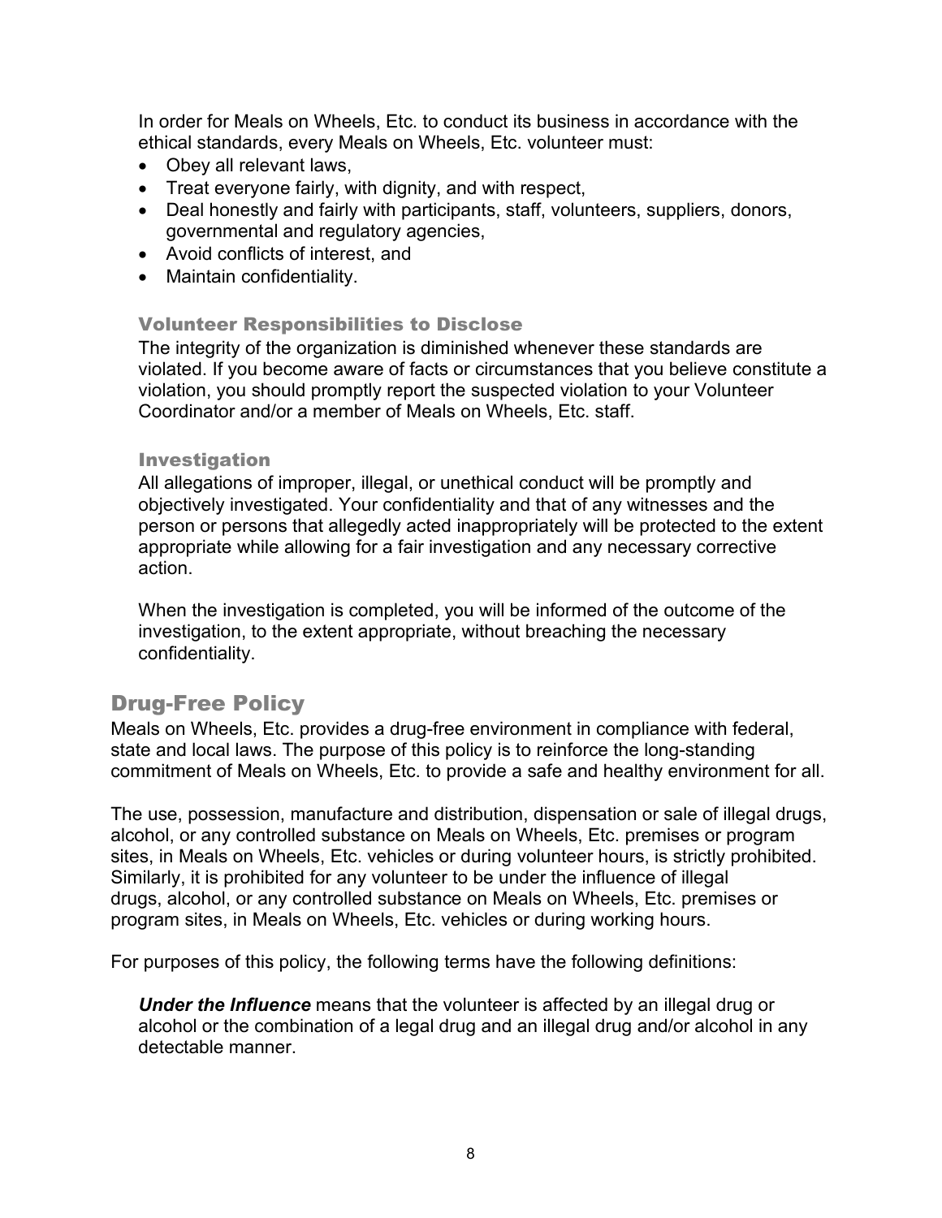In order for Meals on Wheels, Etc. to conduct its business in accordance with the ethical standards, every Meals on Wheels, Etc. volunteer must:

- Obey all relevant laws,
- Treat everyone fairly, with dignity, and with respect,
- Deal honestly and fairly with participants, staff, volunteers, suppliers, donors, governmental and regulatory agencies,
- Avoid conflicts of interest, and
- Maintain confidentiality.

### Volunteer Responsibilities to Disclose

The integrity of the organization is diminished whenever these standards are violated. If you become aware of facts or circumstances that you believe constitute a violation, you should promptly report the suspected violation to your Volunteer Coordinator and/or a member of Meals on Wheels, Etc. staff.

### Investigation

All allegations of improper, illegal, or unethical conduct will be promptly and objectively investigated. Your confidentiality and that of any witnesses and the person or persons that allegedly acted inappropriately will be protected to the extent appropriate while allowing for a fair investigation and any necessary corrective action.

When the investigation is completed, you will be informed of the outcome of the investigation, to the extent appropriate, without breaching the necessary confidentiality.

## Drug-Free Policy

Meals on Wheels, Etc. provides a drug-free environment in compliance with federal, state and local laws. The purpose of this policy is to reinforce the long-standing commitment of Meals on Wheels, Etc. to provide a safe and healthy environment for all.

The use, possession, manufacture and distribution, dispensation or sale of illegal drugs, alcohol, or any controlled substance on Meals on Wheels, Etc. premises or program sites, in Meals on Wheels, Etc. vehicles or during volunteer hours, is strictly prohibited. Similarly, it is prohibited for any volunteer to be under the influence of illegal drugs, alcohol, or any controlled substance on Meals on Wheels, Etc. premises or program sites, in Meals on Wheels, Etc. vehicles or during working hours.

For purposes of this policy, the following terms have the following definitions:

***Under the Influence*** means that the volunteer is affected by an illegal drug or alcohol or the combination of a legal drug and an illegal drug and/or alcohol in any detectable manner.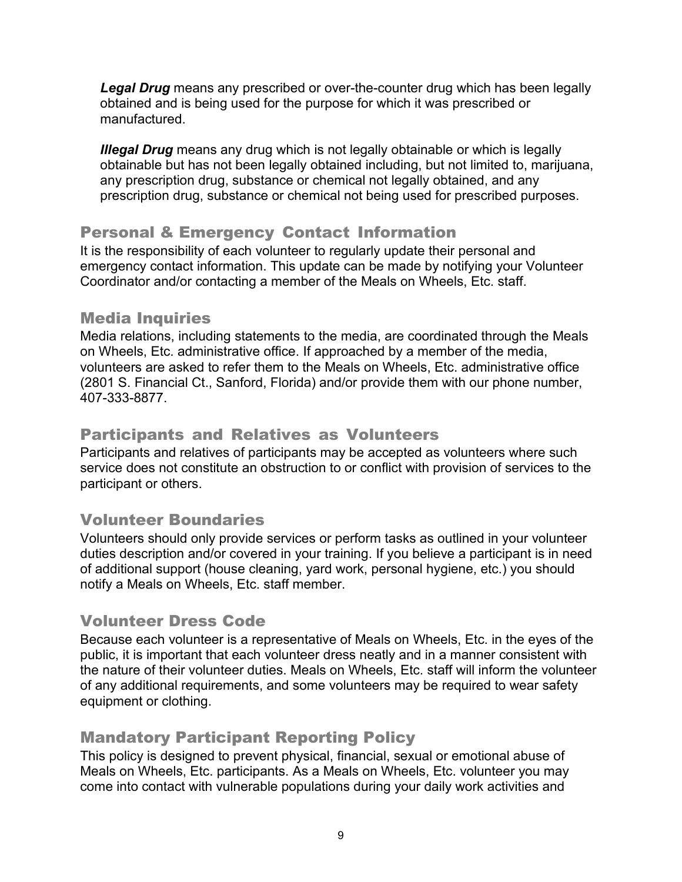***Legal Drug*** means any prescribed or over-the-counter drug which has been legally obtained and is being used for the purpose for which it was prescribed or manufactured.

***Illegal Drug*** means any drug which is not legally obtainable or which is legally obtainable but has not been legally obtained including, but not limited to, marijuana, any prescription drug, substance or chemical not legally obtained, and any prescription drug, substance or chemical not being used for prescribed purposes.

## Personal & Emergency Contact Information

It is the responsibility of each volunteer to regularly update their personal and emergency contact information. This update can be made by notifying your Volunteer Coordinator and/or contacting a member of the Meals on Wheels, Etc. staff.

## Media Inquiries

Media relations, including statements to the media, are coordinated through the Meals on Wheels, Etc. administrative office. If approached by a member of the media, volunteers are asked to refer them to the Meals on Wheels, Etc. administrative office (2801 S. Financial Ct., Sanford, Florida) and/or provide them with our phone number, 407-333-8877.

## Participants and Relatives as Volunteers

Participants and relatives of participants may be accepted as volunteers where such service does not constitute an obstruction to or conflict with provision of services to the participant or others.

## Volunteer Boundaries

Volunteers should only provide services or perform tasks as outlined in your volunteer duties description and/or covered in your training. If you believe a participant is in need of additional support (house cleaning, yard work, personal hygiene, etc.) you should notify a Meals on Wheels, Etc. staff member.

## Volunteer Dress Code

Because each volunteer is a representative of Meals on Wheels, Etc. in the eyes of the public, it is important that each volunteer dress neatly and in a manner consistent with the nature of their volunteer duties. Meals on Wheels, Etc. staff will inform the volunteer of any additional requirements, and some volunteers may be required to wear safety equipment or clothing.

## Mandatory Participant Reporting Policy

This policy is designed to prevent physical, financial, sexual or emotional abuse of Meals on Wheels, Etc. participants. As a Meals on Wheels, Etc. volunteer you may come into contact with vulnerable populations during your daily work activities and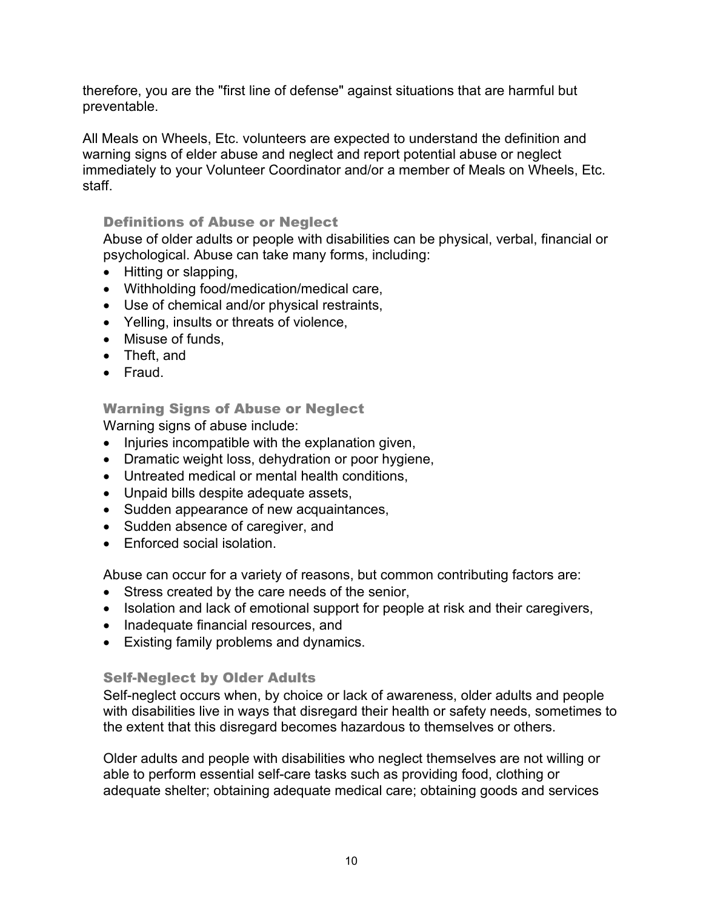therefore, you are the "first line of defense" against situations that are harmful but preventable.

All Meals on Wheels, Etc. volunteers are expected to understand the definition and warning signs of elder abuse and neglect and report potential abuse or neglect immediately to your Volunteer Coordinator and/or a member of Meals on Wheels, Etc. staff.

### Definitions of Abuse or Neglect

Abuse of older adults or people with disabilities can be physical, verbal, financial or psychological. Abuse can take many forms, including:

- Hitting or slapping,
- Withholding food/medication/medical care,
- Use of chemical and/or physical restraints,
- Yelling, insults or threats of violence,
- Misuse of funds,
- Theft, and
- Fraud.

### Warning Signs of Abuse or Neglect

Warning signs of abuse include:

- Injuries incompatible with the explanation given,
- Dramatic weight loss, dehydration or poor hygiene,
- Untreated medical or mental health conditions,
- Unpaid bills despite adequate assets,
- Sudden appearance of new acquaintances,
- Sudden absence of caregiver, and
- Enforced social isolation.

Abuse can occur for a variety of reasons, but common contributing factors are:

- Stress created by the care needs of the senior,
- Isolation and lack of emotional support for people at risk and their caregivers,
- Inadequate financial resources, and
- Existing family problems and dynamics.

### Self-Neglect by Older Adults

Self-neglect occurs when, by choice or lack of awareness, older adults and people with disabilities live in ways that disregard their health or safety needs, sometimes to the extent that this disregard becomes hazardous to themselves or others.

Older adults and people with disabilities who neglect themselves are not willing or able to perform essential self-care tasks such as providing food, clothing or adequate shelter; obtaining adequate medical care; obtaining goods and services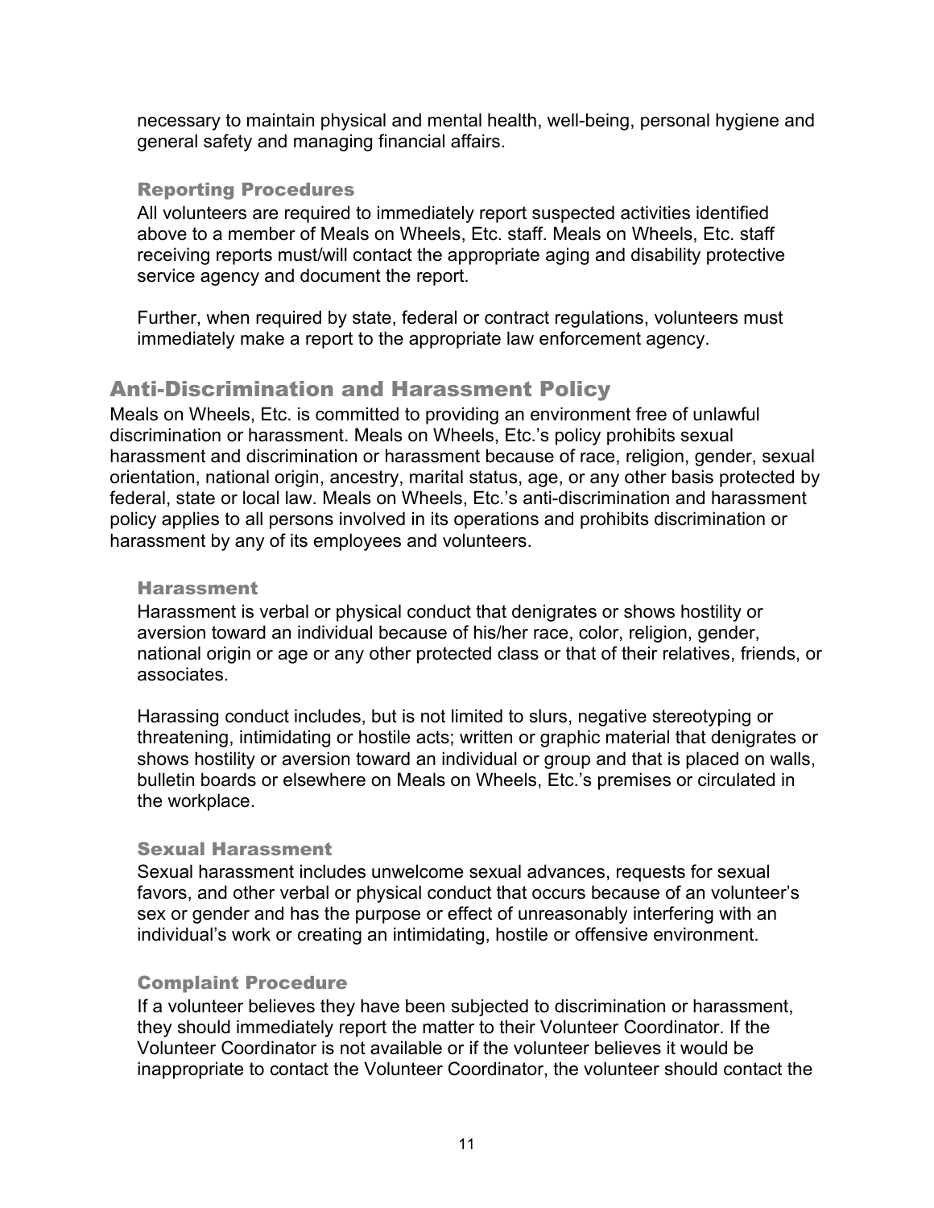necessary to maintain physical and mental health, well-being, personal hygiene and general safety and managing financial affairs.

### Reporting Procedures

All volunteers are required to immediately report suspected activities identified above to a member of Meals on Wheels, Etc. staff. Meals on Wheels, Etc. staff receiving reports must/will contact the appropriate aging and disability protective service agency and document the report.

Further, when required by state, federal or contract regulations, volunteers must immediately make a report to the appropriate law enforcement agency.

## Anti-Discrimination and Harassment Policy

Meals on Wheels, Etc. is committed to providing an environment free of unlawful discrimination or harassment. Meals on Wheels, Etc.'s policy prohibits sexual harassment and discrimination or harassment because of race, religion, gender, sexual orientation, national origin, ancestry, marital status, age, or any other basis protected by federal, state or local law. Meals on Wheels, Etc.'s anti-discrimination and harassment policy applies to all persons involved in its operations and prohibits discrimination or harassment by any of its employees and volunteers.

### Harassment

Harassment is verbal or physical conduct that denigrates or shows hostility or aversion toward an individual because of his/her race, color, religion, gender, national origin or age or any other protected class or that of their relatives, friends, or associates.

Harassing conduct includes, but is not limited to slurs, negative stereotyping or threatening, intimidating or hostile acts; written or graphic material that denigrates or shows hostility or aversion toward an individual or group and that is placed on walls, bulletin boards or elsewhere on Meals on Wheels, Etc.'s premises or circulated in the workplace.

### Sexual Harassment

Sexual harassment includes unwelcome sexual advances, requests for sexual favors, and other verbal or physical conduct that occurs because of an volunteer's sex or gender and has the purpose or effect of unreasonably interfering with an individual's work or creating an intimidating, hostile or offensive environment.

### Complaint Procedure

If a volunteer believes they have been subjected to discrimination or harassment, they should immediately report the matter to their Volunteer Coordinator. If the Volunteer Coordinator is not available or if the volunteer believes it would be inappropriate to contact the Volunteer Coordinator, the volunteer should contact the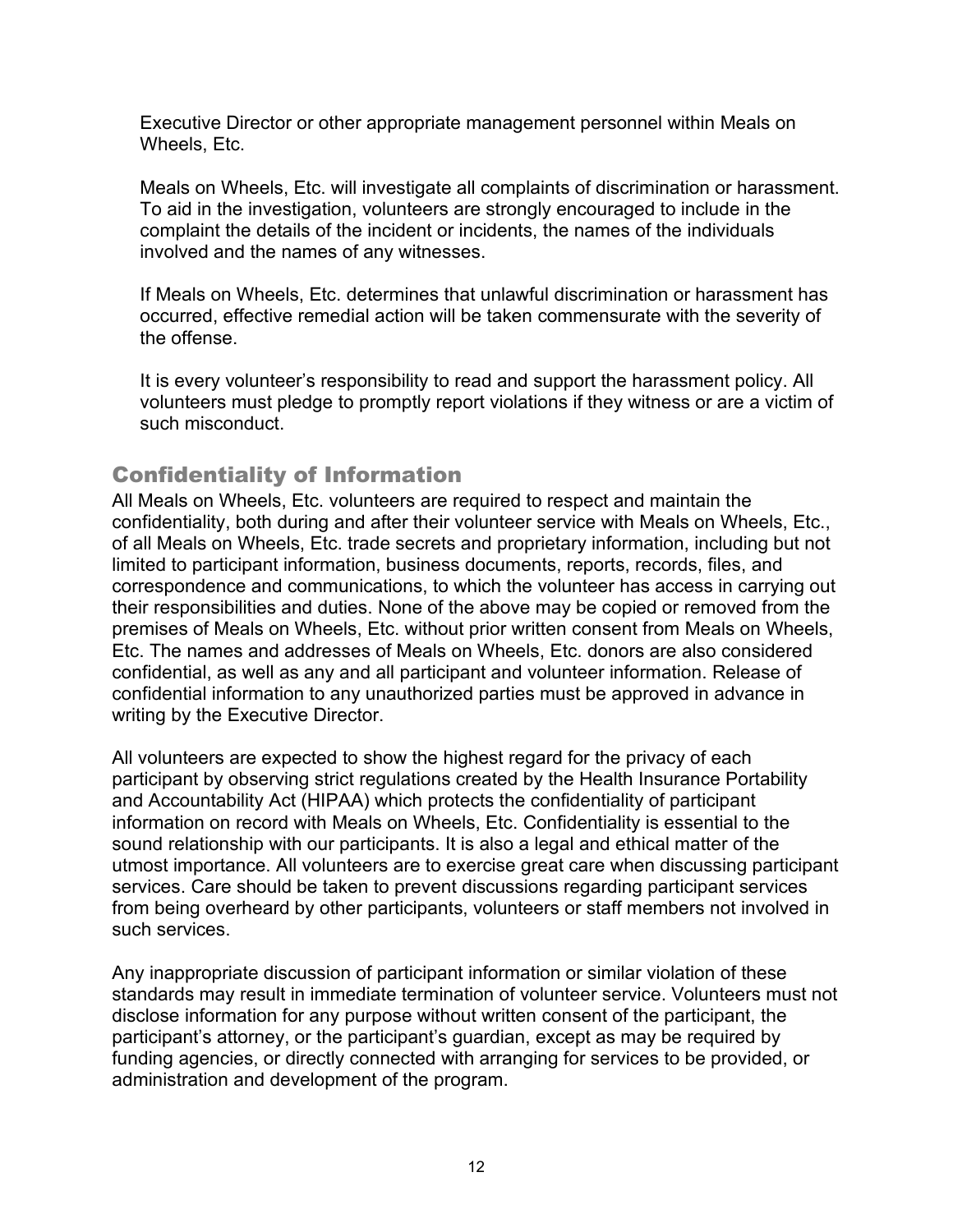Executive Director or other appropriate management personnel within Meals on Wheels, Etc.

Meals on Wheels, Etc. will investigate all complaints of discrimination or harassment. To aid in the investigation, volunteers are strongly encouraged to include in the complaint the details of the incident or incidents, the names of the individuals involved and the names of any witnesses.

If Meals on Wheels, Etc. determines that unlawful discrimination or harassment has occurred, effective remedial action will be taken commensurate with the severity of the offense.

It is every volunteer's responsibility to read and support the harassment policy. All volunteers must pledge to promptly report violations if they witness or are a victim of such misconduct.

## Confidentiality of Information

All Meals on Wheels, Etc. volunteers are required to respect and maintain the confidentiality, both during and after their volunteer service with Meals on Wheels, Etc., of all Meals on Wheels, Etc. trade secrets and proprietary information, including but not limited to participant information, business documents, reports, records, files, and correspondence and communications, to which the volunteer has access in carrying out their responsibilities and duties. None of the above may be copied or removed from the premises of Meals on Wheels, Etc. without prior written consent from Meals on Wheels, Etc. The names and addresses of Meals on Wheels, Etc. donors are also considered confidential, as well as any and all participant and volunteer information. Release of confidential information to any unauthorized parties must be approved in advance in writing by the Executive Director.

All volunteers are expected to show the highest regard for the privacy of each participant by observing strict regulations created by the Health Insurance Portability and Accountability Act (HIPAA) which protects the confidentiality of participant information on record with Meals on Wheels, Etc. Confidentiality is essential to the sound relationship with our participants. It is also a legal and ethical matter of the utmost importance. All volunteers are to exercise great care when discussing participant services. Care should be taken to prevent discussions regarding participant services from being overheard by other participants, volunteers or staff members not involved in such services.

Any inappropriate discussion of participant information or similar violation of these standards may result in immediate termination of volunteer service. Volunteers must not disclose information for any purpose without written consent of the participant, the participant's attorney, or the participant's guardian, except as may be required by funding agencies, or directly connected with arranging for services to be provided, or administration and development of the program.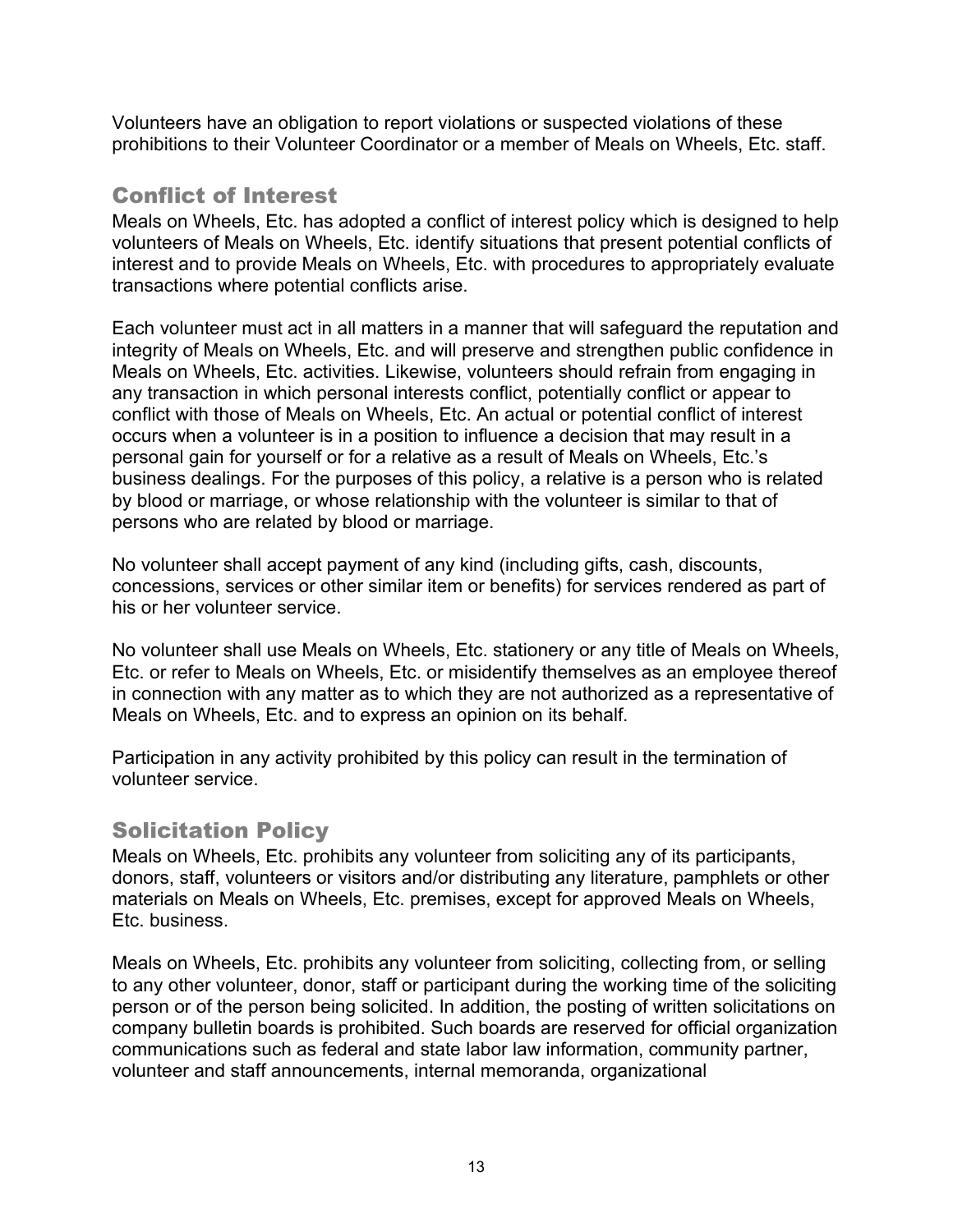Volunteers have an obligation to report violations or suspected violations of these prohibitions to their Volunteer Coordinator or a member of Meals on Wheels, Etc. staff.

## Conflict of Interest

Meals on Wheels, Etc. has adopted a conflict of interest policy which is designed to help volunteers of Meals on Wheels, Etc. identify situations that present potential conflicts of interest and to provide Meals on Wheels, Etc. with procedures to appropriately evaluate transactions where potential conflicts arise.

Each volunteer must act in all matters in a manner that will safeguard the reputation and integrity of Meals on Wheels, Etc. and will preserve and strengthen public confidence in Meals on Wheels, Etc. activities. Likewise, volunteers should refrain from engaging in any transaction in which personal interests conflict, potentially conflict or appear to conflict with those of Meals on Wheels, Etc. An actual or potential conflict of interest occurs when a volunteer is in a position to influence a decision that may result in a personal gain for yourself or for a relative as a result of Meals on Wheels, Etc.'s business dealings. For the purposes of this policy, a relative is a person who is related by blood or marriage, or whose relationship with the volunteer is similar to that of persons who are related by blood or marriage.

No volunteer shall accept payment of any kind (including gifts, cash, discounts, concessions, services or other similar item or benefits) for services rendered as part of his or her volunteer service.

No volunteer shall use Meals on Wheels, Etc. stationery or any title of Meals on Wheels, Etc. or refer to Meals on Wheels, Etc. or misidentify themselves as an employee thereof in connection with any matter as to which they are not authorized as a representative of Meals on Wheels, Etc. and to express an opinion on its behalf.

Participation in any activity prohibited by this policy can result in the termination of volunteer service.

## Solicitation Policy

Meals on Wheels, Etc. prohibits any volunteer from soliciting any of its participants, donors, staff, volunteers or visitors and/or distributing any literature, pamphlets or other materials on Meals on Wheels, Etc. premises, except for approved Meals on Wheels, Etc. business.

Meals on Wheels, Etc. prohibits any volunteer from soliciting, collecting from, or selling to any other volunteer, donor, staff or participant during the working time of the soliciting person or of the person being solicited. In addition, the posting of written solicitations on company bulletin boards is prohibited. Such boards are reserved for official organization communications such as federal and state labor law information, community partner, volunteer and staff announcements, internal memoranda, organizational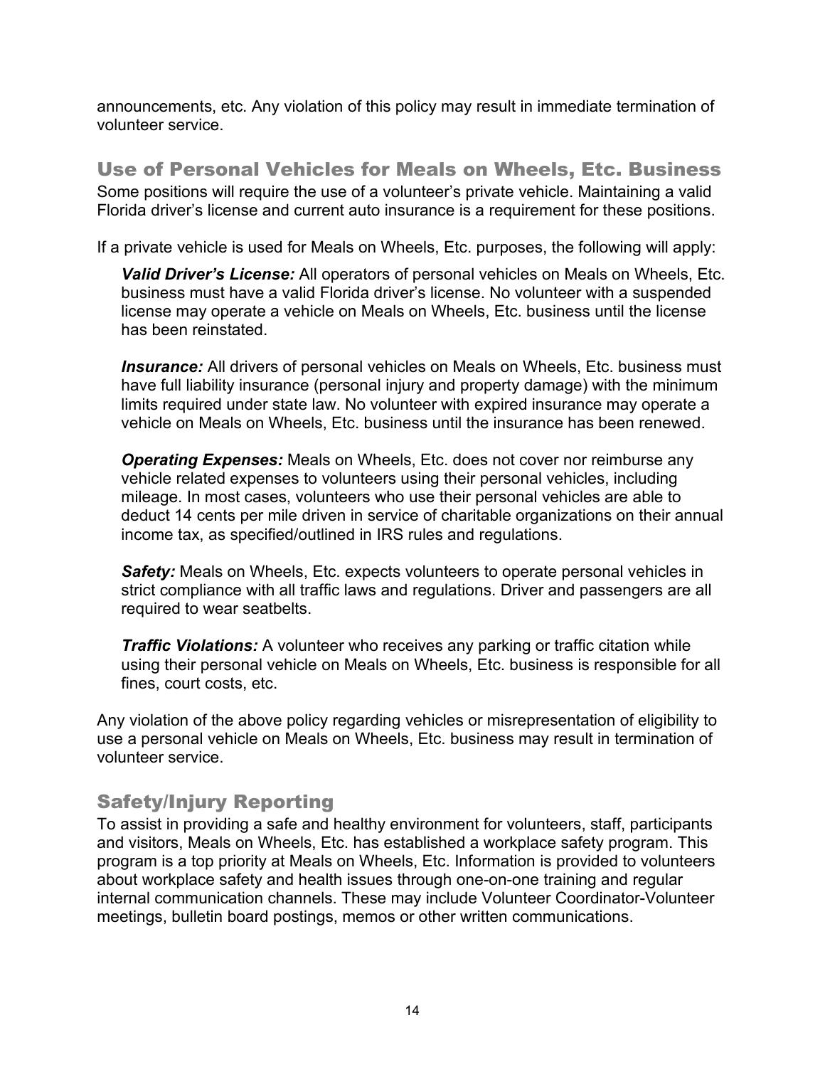announcements, etc. Any violation of this policy may result in immediate termination of volunteer service.

## Use of Personal Vehicles for Meals on Wheels, Etc. Business

Some positions will require the use of a volunteer's private vehicle. Maintaining a valid Florida driver's license and current auto insurance is a requirement for these positions.

If a private vehicle is used for Meals on Wheels, Etc. purposes, the following will apply:

***Valid Driver's License:*** All operators of personal vehicles on Meals on Wheels, Etc. business must have a valid Florida driver's license. No volunteer with a suspended license may operate a vehicle on Meals on Wheels, Etc. business until the license has been reinstated.

***Insurance:*** All drivers of personal vehicles on Meals on Wheels, Etc. business must have full liability insurance (personal injury and property damage) with the minimum limits required under state law. No volunteer with expired insurance may operate a vehicle on Meals on Wheels, Etc. business until the insurance has been renewed.

***Operating Expenses:*** Meals on Wheels, Etc. does not cover nor reimburse any vehicle related expenses to volunteers using their personal vehicles, including mileage. In most cases, volunteers who use their personal vehicles are able to deduct 14 cents per mile driven in service of charitable organizations on their annual income tax, as specified/outlined in IRS rules and regulations.

***Safety:*** Meals on Wheels, Etc. expects volunteers to operate personal vehicles in strict compliance with all traffic laws and regulations. Driver and passengers are all required to wear seatbelts.

***Traffic Violations:*** A volunteer who receives any parking or traffic citation while using their personal vehicle on Meals on Wheels, Etc. business is responsible for all fines, court costs, etc.

Any violation of the above policy regarding vehicles or misrepresentation of eligibility to use a personal vehicle on Meals on Wheels, Etc. business may result in termination of volunteer service.

## Safety/Injury Reporting

To assist in providing a safe and healthy environment for volunteers, staff, participants and visitors, Meals on Wheels, Etc. has established a workplace safety program. This program is a top priority at Meals on Wheels, Etc. Information is provided to volunteers about workplace safety and health issues through one-on-one training and regular internal communication channels. These may include Volunteer Coordinator-Volunteer meetings, bulletin board postings, memos or other written communications.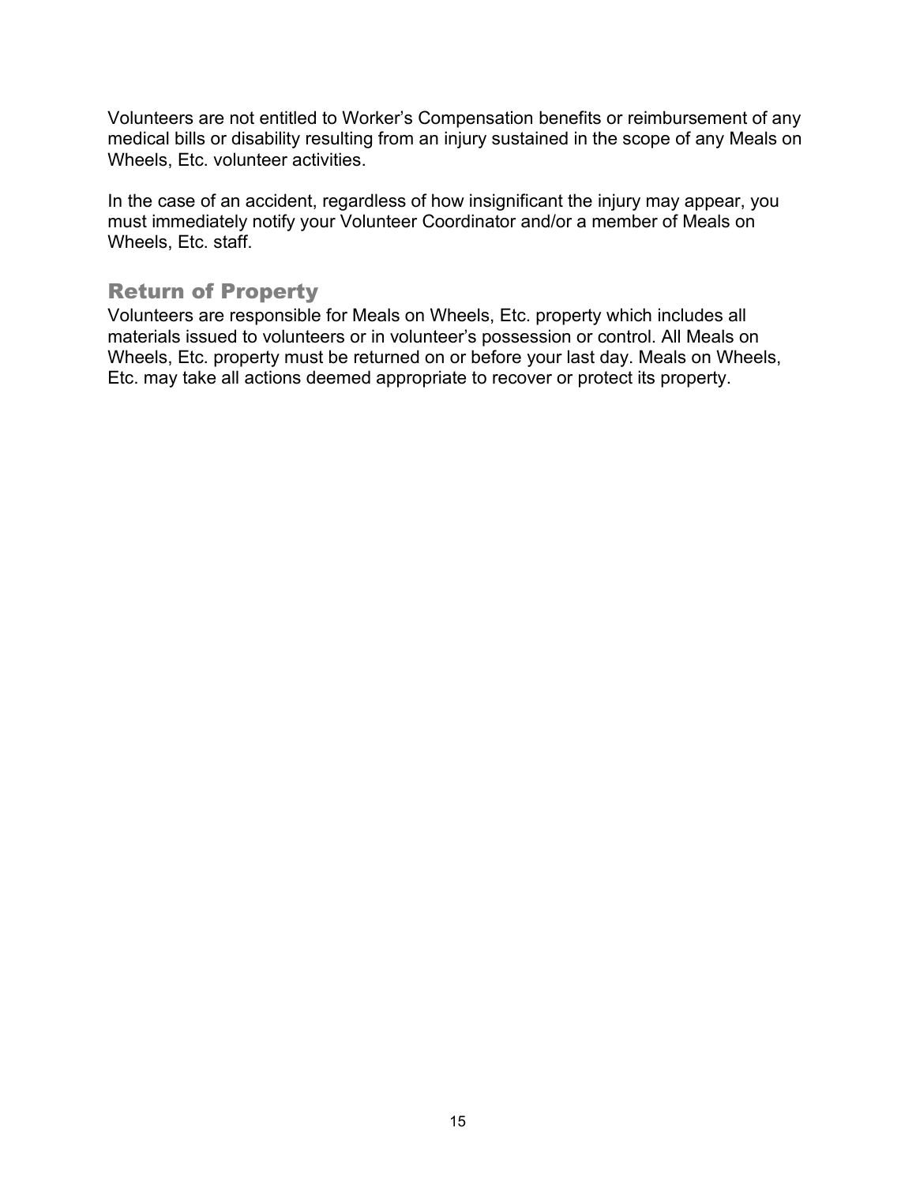Volunteers are not entitled to Worker's Compensation benefits or reimbursement of any medical bills or disability resulting from an injury sustained in the scope of any Meals on Wheels, Etc. volunteer activities.

In the case of an accident, regardless of how insignificant the injury may appear, you must immediately notify your Volunteer Coordinator and/or a member of Meals on Wheels, Etc. staff.

## Return of Property

Volunteers are responsible for Meals on Wheels, Etc. property which includes all materials issued to volunteers or in volunteer's possession or control. All Meals on Wheels, Etc. property must be returned on or before your last day. Meals on Wheels, Etc. may take all actions deemed appropriate to recover or protect its property.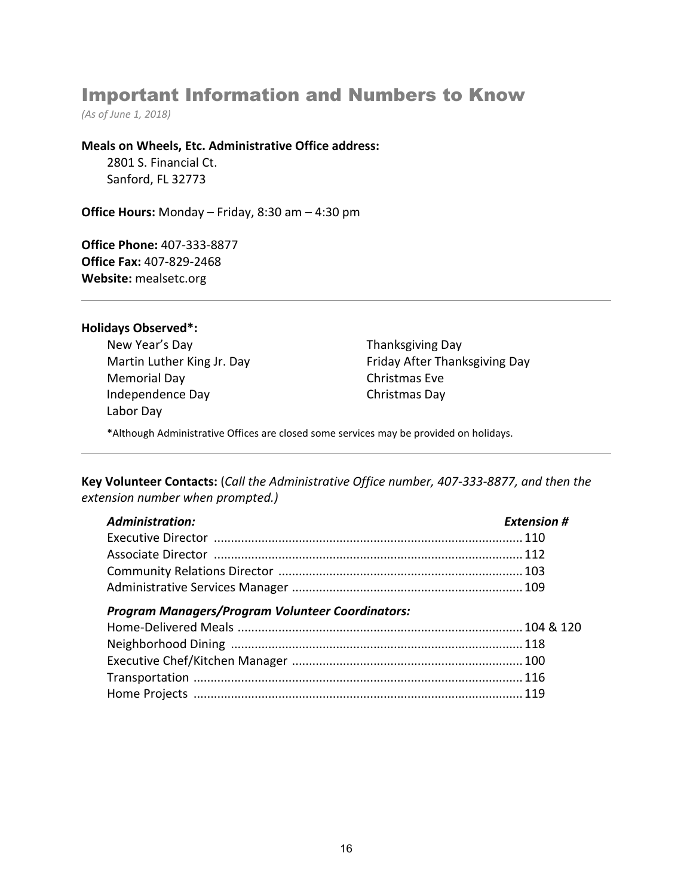# Important Information and Numbers to Know

*(As of June 1, 2018)*

**Meals on Wheels, Etc. Administrative Office address:**

2801 S. Financial Ct.
Sanford, FL 32773

**Office Hours:** Monday – Friday, 8:30 am – 4:30 pm

**Office Phone:** 407-333-8877
**Office Fax:** 407-829-2468
**Website:** mealsetc.org

---

**Holidays Observed*:**

- New Year's Day
- Martin Luther King Jr. Day
- Memorial Day
- Independence Day
- Labor Day
- Thanksgiving Day
- Friday After Thanksgiving Day
- Christmas Eve
- Christmas Day

*Although Administrative Offices are closed some services may be provided on holidays.

---

**Key Volunteer Contacts:** (*Call the Administrative Office number, 407-333-8877, and then the extension number when prompted.)*

| ***Administration:*** | ***Extension #*** |
|---|---|
| Executive Director | 110 |
| Associate Director | 112 |
| Community Relations Director | 103 |
| Administrative Services Manager | 109 |
| ***Program Managers/Program Volunteer Coordinators:*** | |
| Home-Delivered Meals | 104 & 120 |
| Neighborhood Dining | 118 |
| Executive Chef/Kitchen Manager | 100 |
| Transportation | 116 |
| Home Projects | 119 |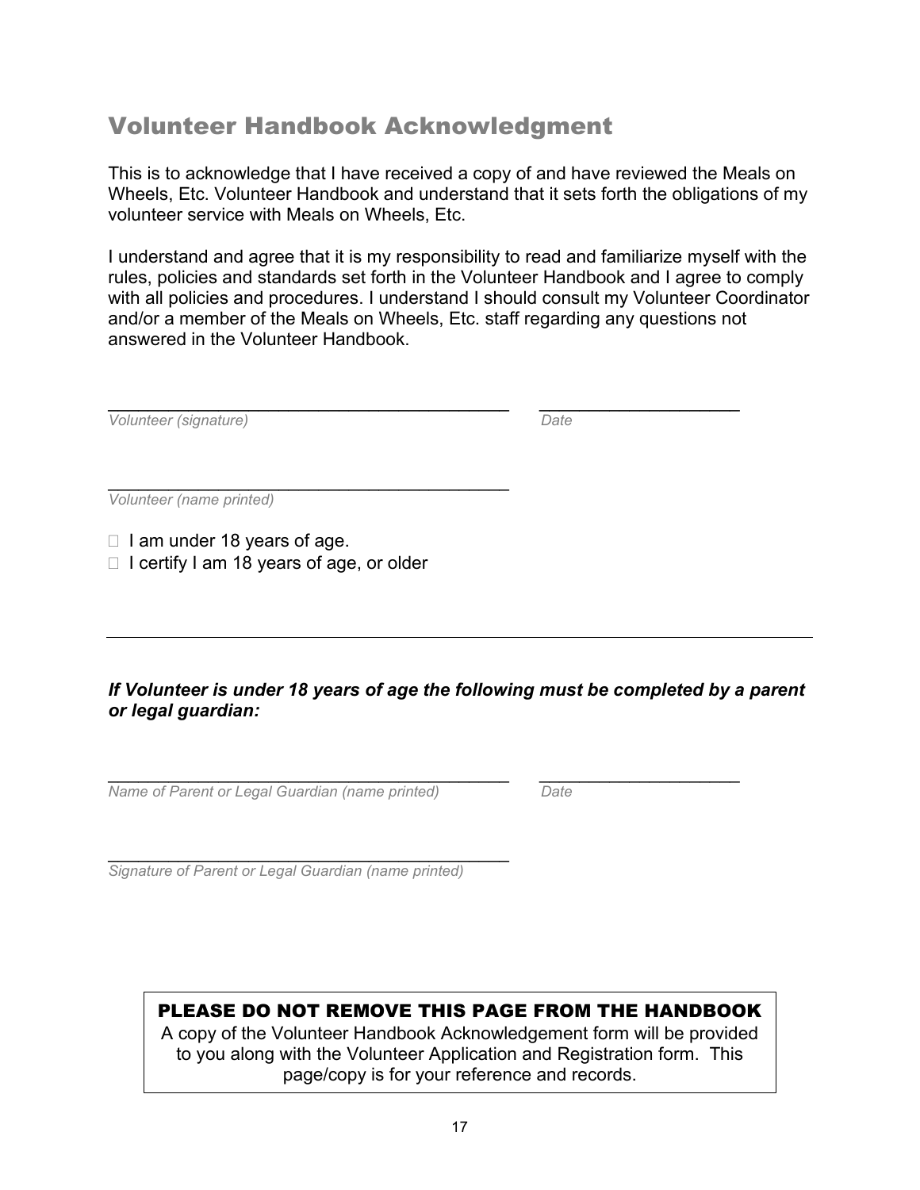## Volunteer Handbook Acknowledgment

This is to acknowledge that I have received a copy of and have reviewed the Meals on Wheels, Etc. Volunteer Handbook and understand that it sets forth the obligations of my volunteer service with Meals on Wheels, Etc.

I understand and agree that it is my responsibility to read and familiarize myself with the rules, policies and standards set forth in the Volunteer Handbook and I agree to comply with all policies and procedures. I understand I should consult my Volunteer Coordinator and/or a member of the Meals on Wheels, Etc. staff regarding any questions not answered in the Volunteer Handbook.

\_\_\_\_\_\_\_\_\_\_\_\_\_\_\_\_\_\_\_\_\_\_\_\_\_\_\_\_\_\_\_\_\_\_\_\_\_\_\_\_ \_\_\_\_\_\_\_\_\_\_\_\_\_\_\_\_\_\_\_\_

*Volunteer (signature)* *Date*

\_\_\_\_\_\_\_\_\_\_\_\_\_\_\_\_\_\_\_\_\_\_\_\_\_\_\_\_\_\_\_\_\_\_\_\_\_\_\_\_

*Volunteer (name printed)*

- ☐ I am under 18 years of age.
- ☐ I certify I am 18 years of age, or older

---

***If Volunteer is under 18 years of age the following must be completed by a parent or legal guardian:***

\_\_\_\_\_\_\_\_\_\_\_\_\_\_\_\_\_\_\_\_\_\_\_\_\_\_\_\_\_\_\_\_\_\_\_\_\_\_\_\_ \_\_\_\_\_\_\_\_\_\_\_\_\_\_\_\_\_\_\_\_

*Name of Parent or Legal Guardian (name printed)* *Date*

\_\_\_\_\_\_\_\_\_\_\_\_\_\_\_\_\_\_\_\_\_\_\_\_\_\_\_\_\_\_\_\_\_\_\_\_\_\_\_\_

*Signature of Parent or Legal Guardian (name printed)*

**PLEASE DO NOT REMOVE THIS PAGE FROM THE HANDBOOK**

A copy of the Volunteer Handbook Acknowledgement form will be provided to you along with the Volunteer Application and Registration form. This page/copy is for your reference and records.